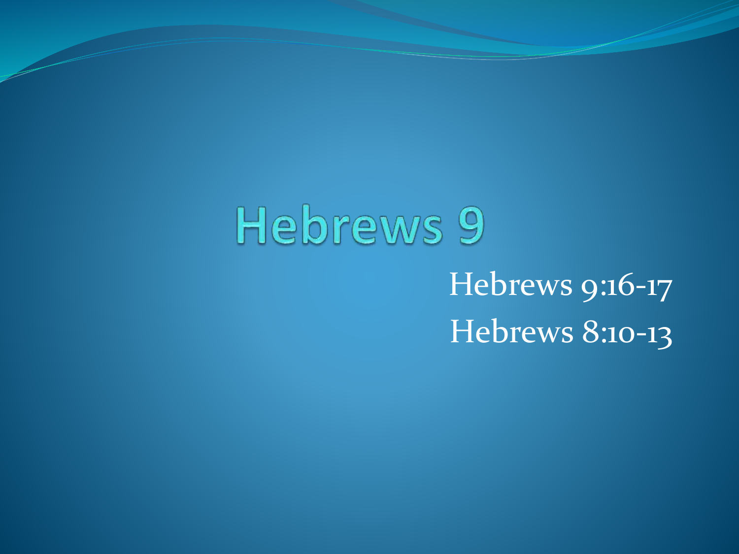# Hebrews 9

Hebrews 9:16-17

Hebrews 8:10-13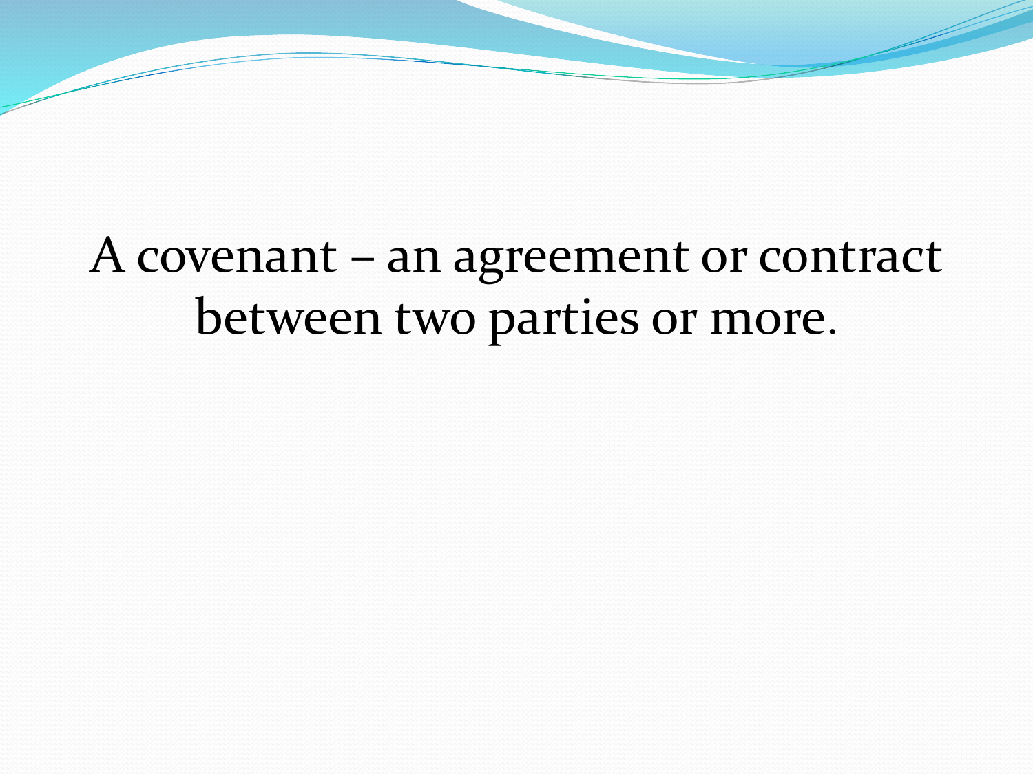A covenant – an agreement or contract between two parties or more.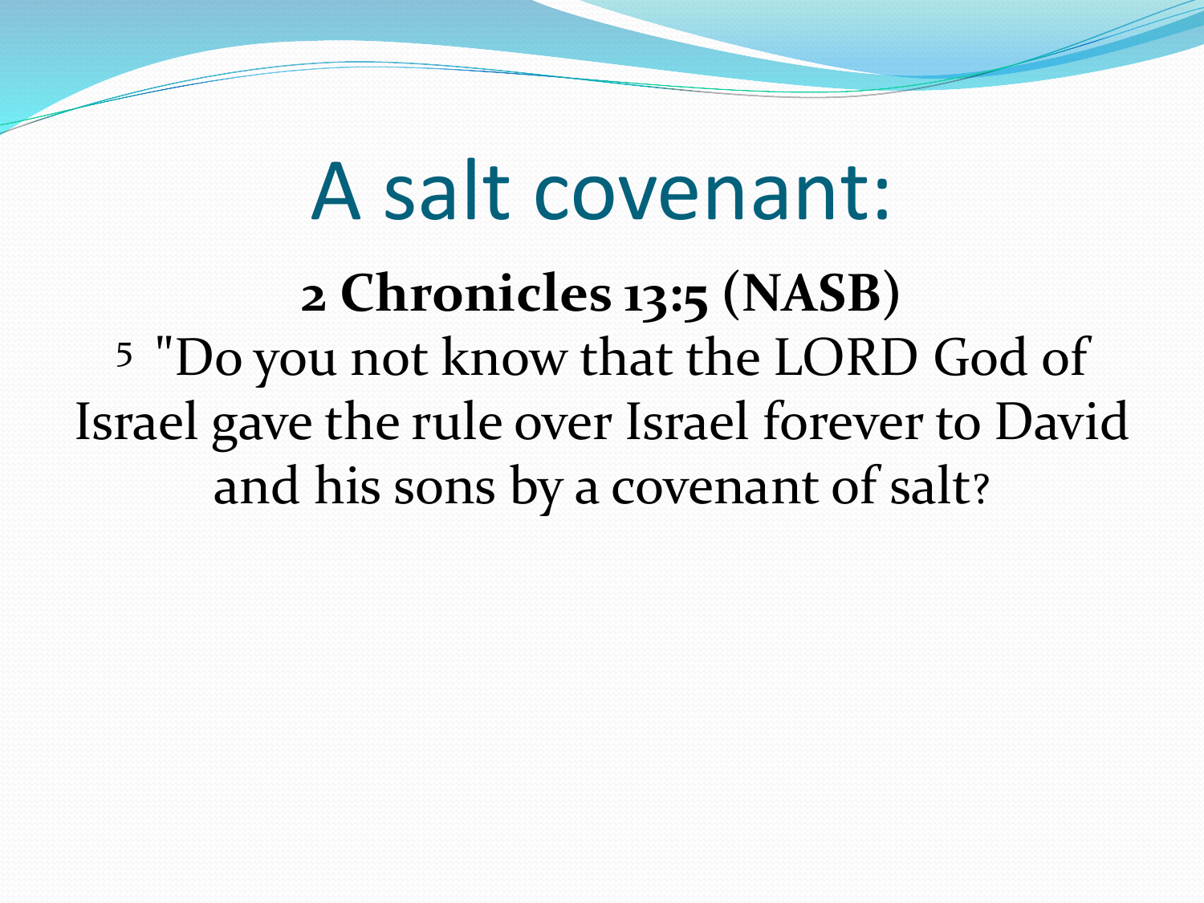# A salt covenant:

**2 Chronicles 13:5 (NASB)**

5 "Do you not know that the LORD God of Israel gave the rule over Israel forever to David and his sons by a covenant of salt?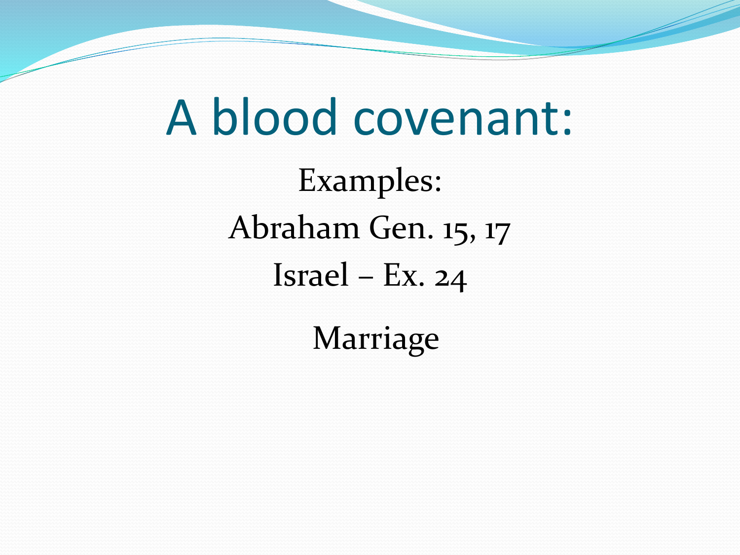# A blood covenant:

Examples:

Abraham Gen. 15, 17

Israel – Ex. 24

Marriage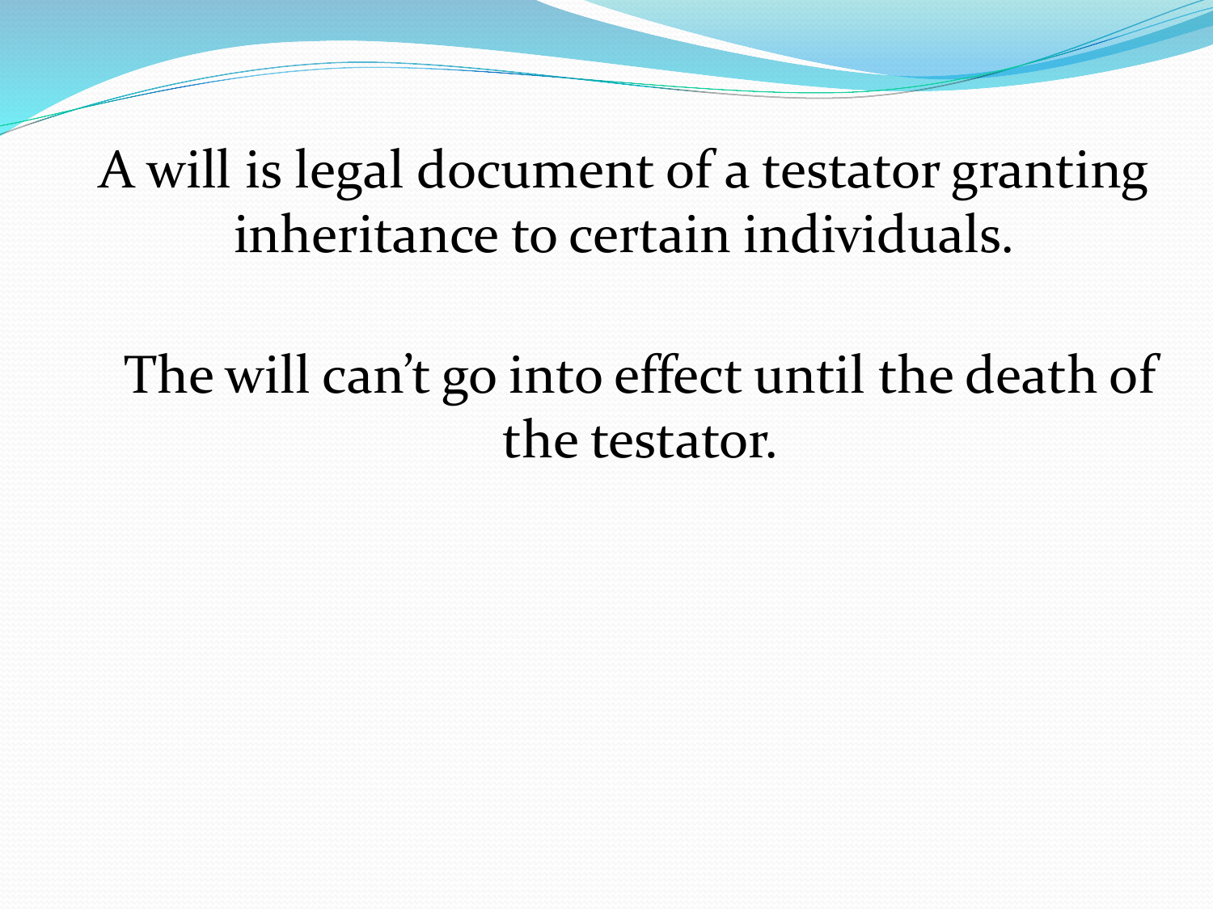A will is legal document of a testator granting inheritance to certain individuals.

The will can’t go into effect until the death of the testator.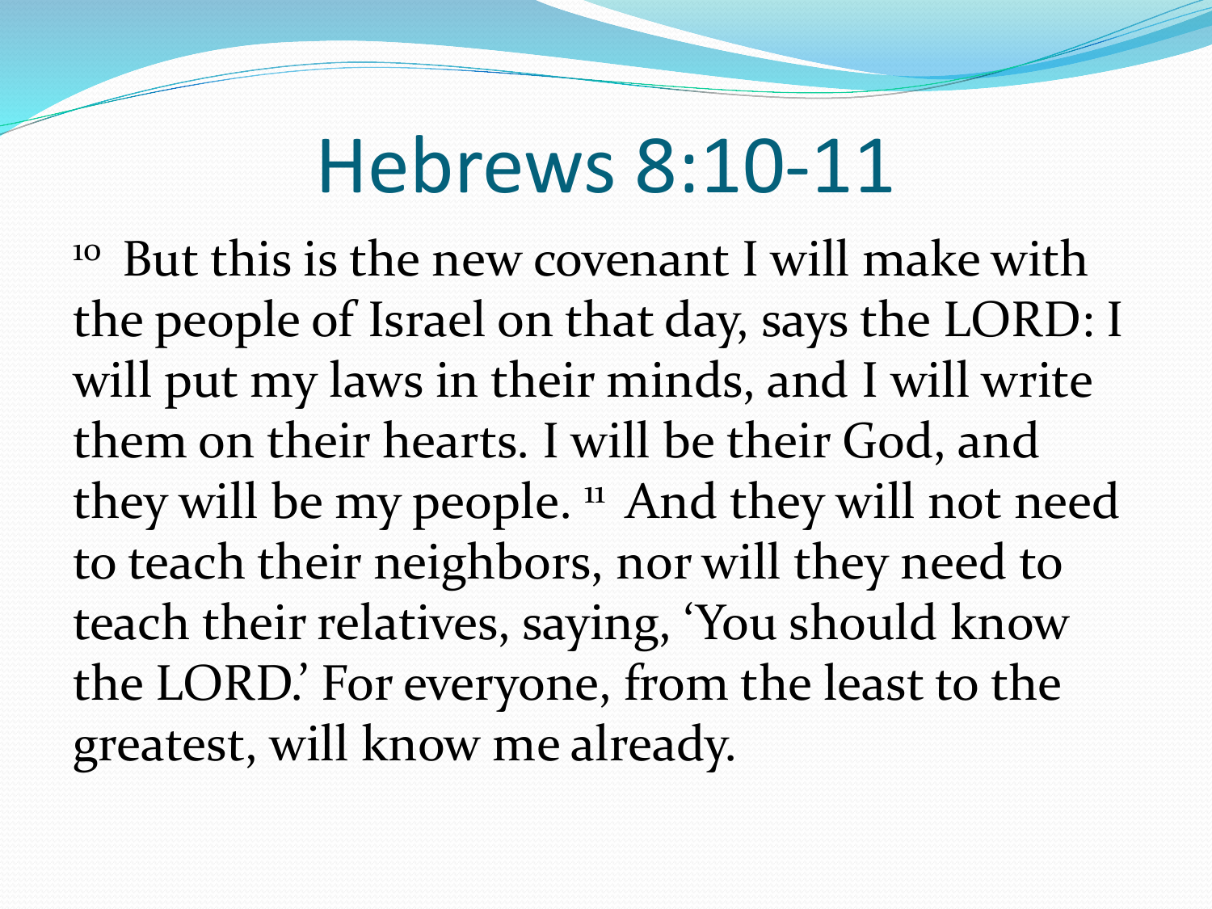# Hebrews 8:10-11

[10] But this is the new covenant I will make with the people of Israel on that day, says the LORD: I will put my laws in their minds, and I will write them on their hearts. I will be their God, and they will be my people. [11] And they will not need to teach their neighbors, nor will they need to teach their relatives, saying, 'You should know the LORD.' For everyone, from the least to the greatest, will know me already.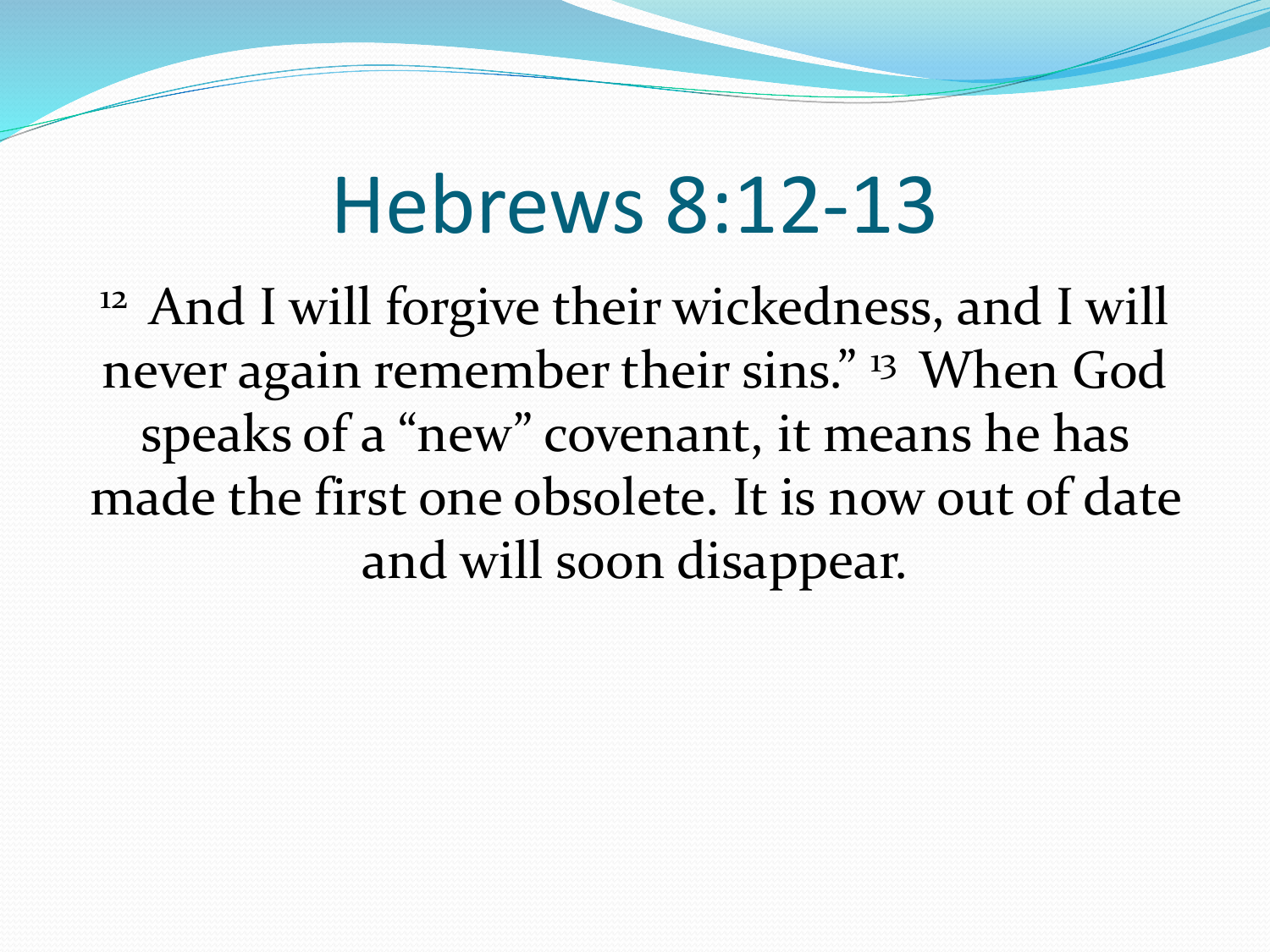# Hebrews 8:12-13

[12] And I will forgive their wickedness, and I will never again remember their sins." [13] When God speaks of a "new" covenant, it means he has made the first one obsolete. It is now out of date and will soon disappear.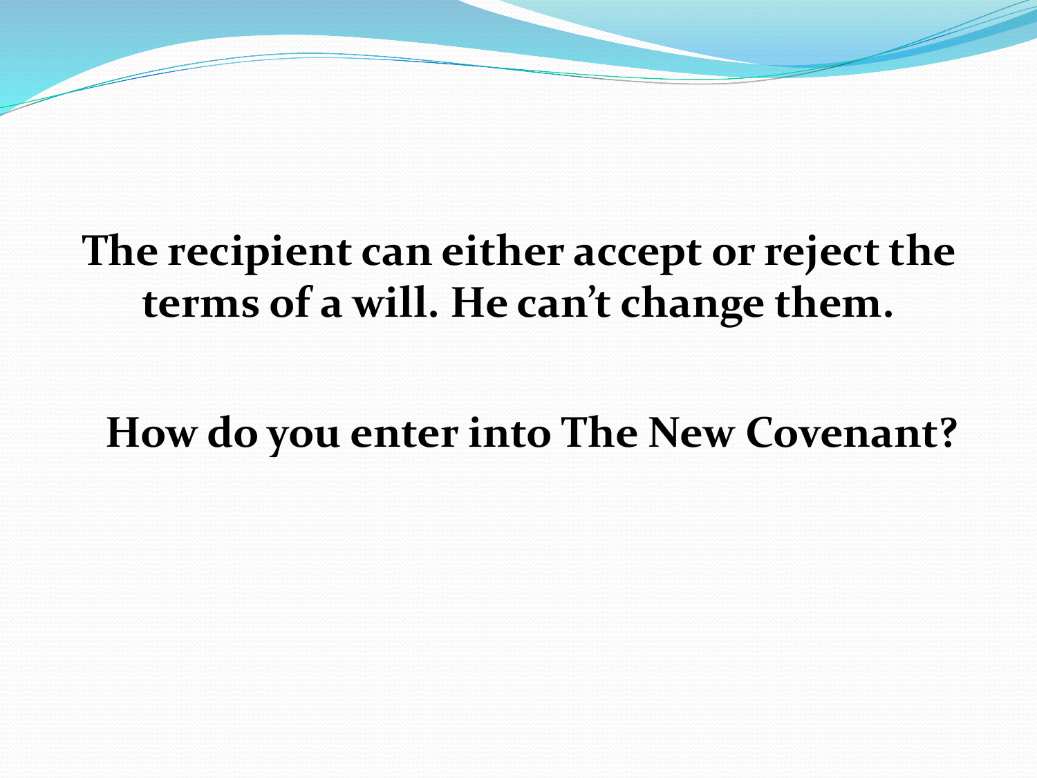**The recipient can either accept or reject the terms of a will. He can't change them.**

**How do you enter into The New Covenant?**